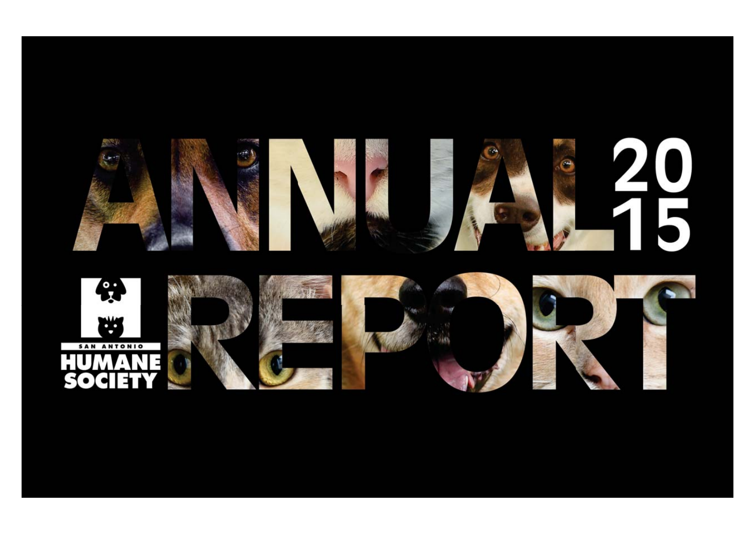# ANNUAL REPORT 2015

SAN ANTONIO HUMANE SOCIETY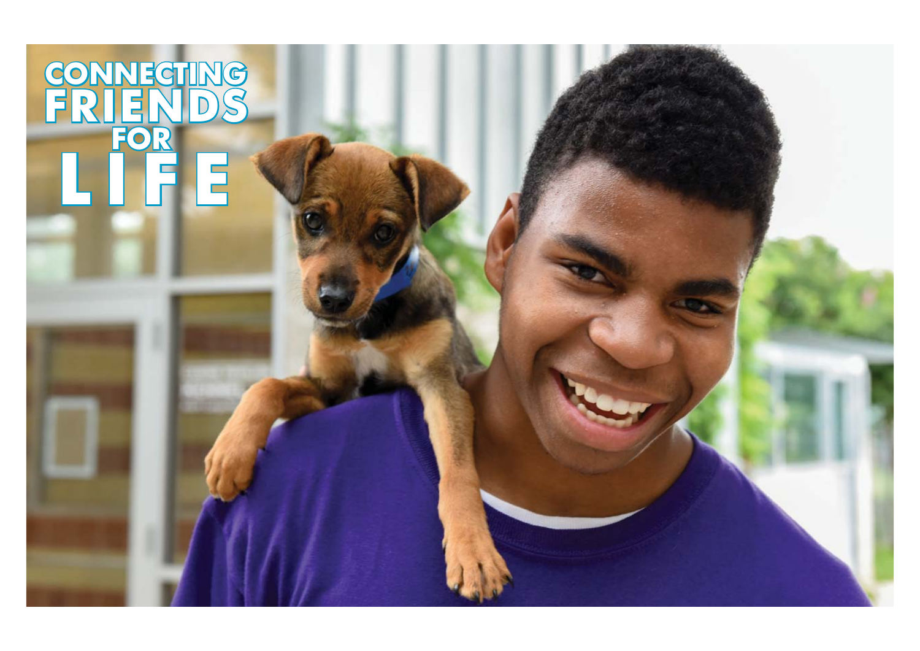# CONNECTING FRIENDS FOR LIFE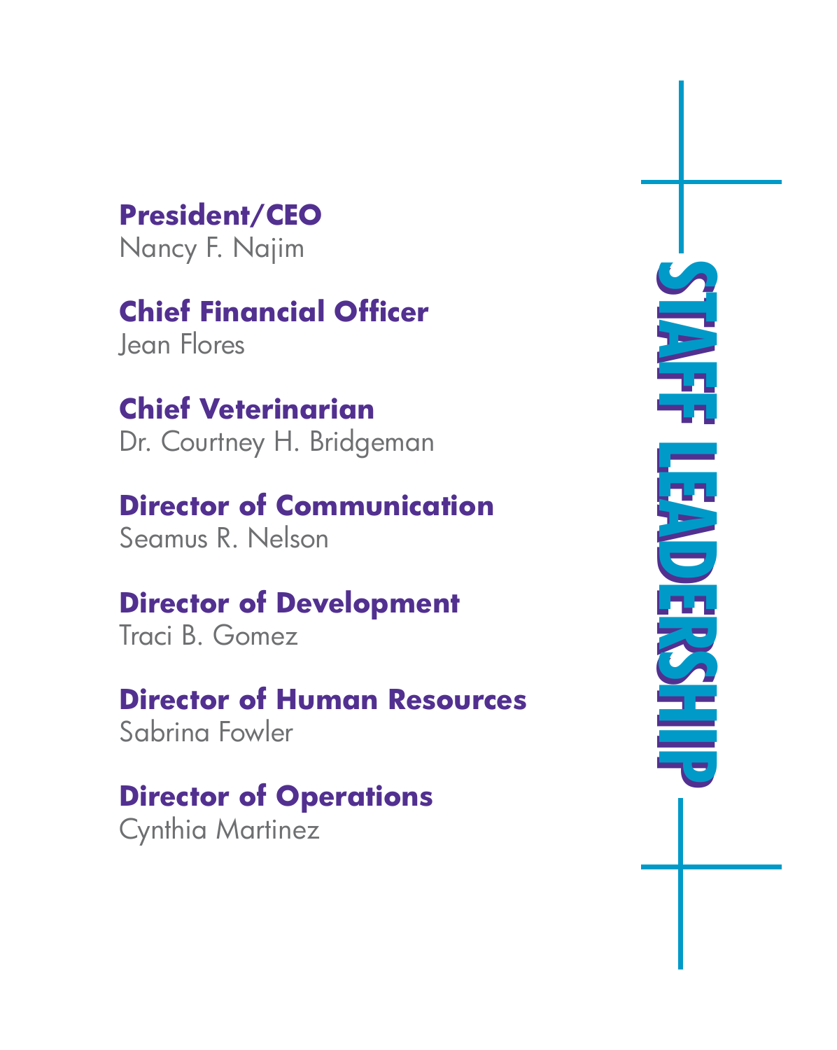# STAFF LEADERSHIP

**President/CEO**
Nancy F. Najim

**Chief Financial Officer**
Jean Flores

**Chief Veterinarian**
Dr. Courtney H. Bridgeman

**Director of Communication**
Seamus R. Nelson

**Director of Development**
Traci B. Gomez

**Director of Human Resources**
Sabrina Fowler

**Director of Operations**
Cynthia Martinez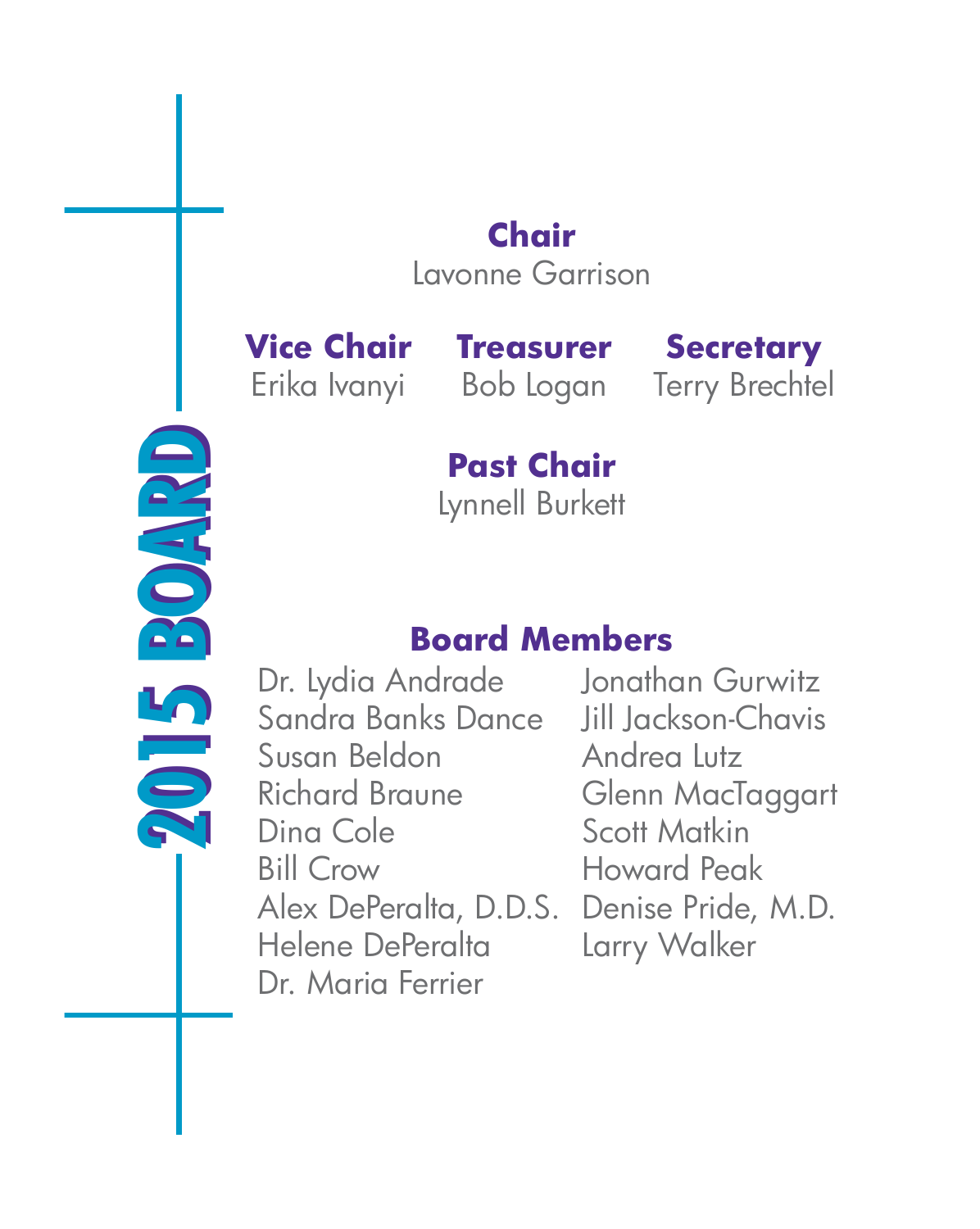# 2015 BOARD

**Chair**
Lavonne Garrison

**Vice Chair**
Erika Ivanyi

**Treasurer**
Bob Logan

**Secretary**
Terry Brechtel

**Past Chair**
Lynnell Burkett

## Board Members

Dr. Lydia Andrade
Sandra Banks Dance
Susan Beldon
Richard Braune
Dina Cole
Bill Crow
Alex DePeralta, D.D.S.
Helene DePeralta
Dr. Maria Ferrier
Jonathan Gurwitz
Jill Jackson-Chavis
Andrea Lutz
Glenn MacTaggart
Scott Matkin
Howard Peak
Denise Pride, M.D.
Larry Walker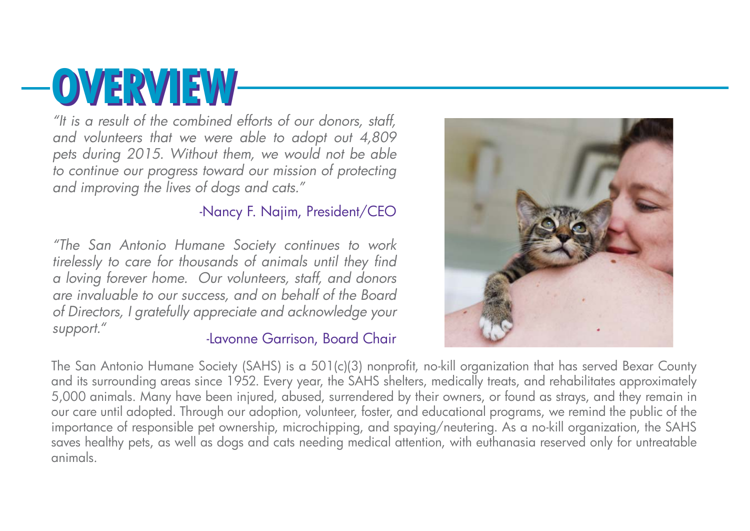# OVERVIEW

*"It is a result of the combined efforts of our donors, staff, and volunteers that we were able to adopt out 4,809 pets during 2015. Without them, we would not be able to continue our progress toward our mission of protecting and improving the lives of dogs and cats."*

-Nancy F. Najim, President/CEO

*"The San Antonio Humane Society continues to work tirelessly to care for thousands of animals until they find a loving forever home. Our volunteers, staff, and donors are invaluable to our success, and on behalf of the Board of Directors, I gratefully appreciate and acknowledge your support."*

-Lavonne Garrison, Board Chair

The San Antonio Humane Society (SAHS) is a 501(c)(3) nonprofit, no-kill organization that has served Bexar County and its surrounding areas since 1952. Every year, the SAHS shelters, medically treats, and rehabilitates approximately 5,000 animals. Many have been injured, abused, surrendered by their owners, or found as strays, and they remain in our care until adopted. Through our adoption, volunteer, foster, and educational programs, we remind the public of the importance of responsible pet ownership, microchipping, and spaying/neutering. As a no-kill organization, the SAHS saves healthy pets, as well as dogs and cats needing medical attention, with euthanasia reserved only for untreatable animals.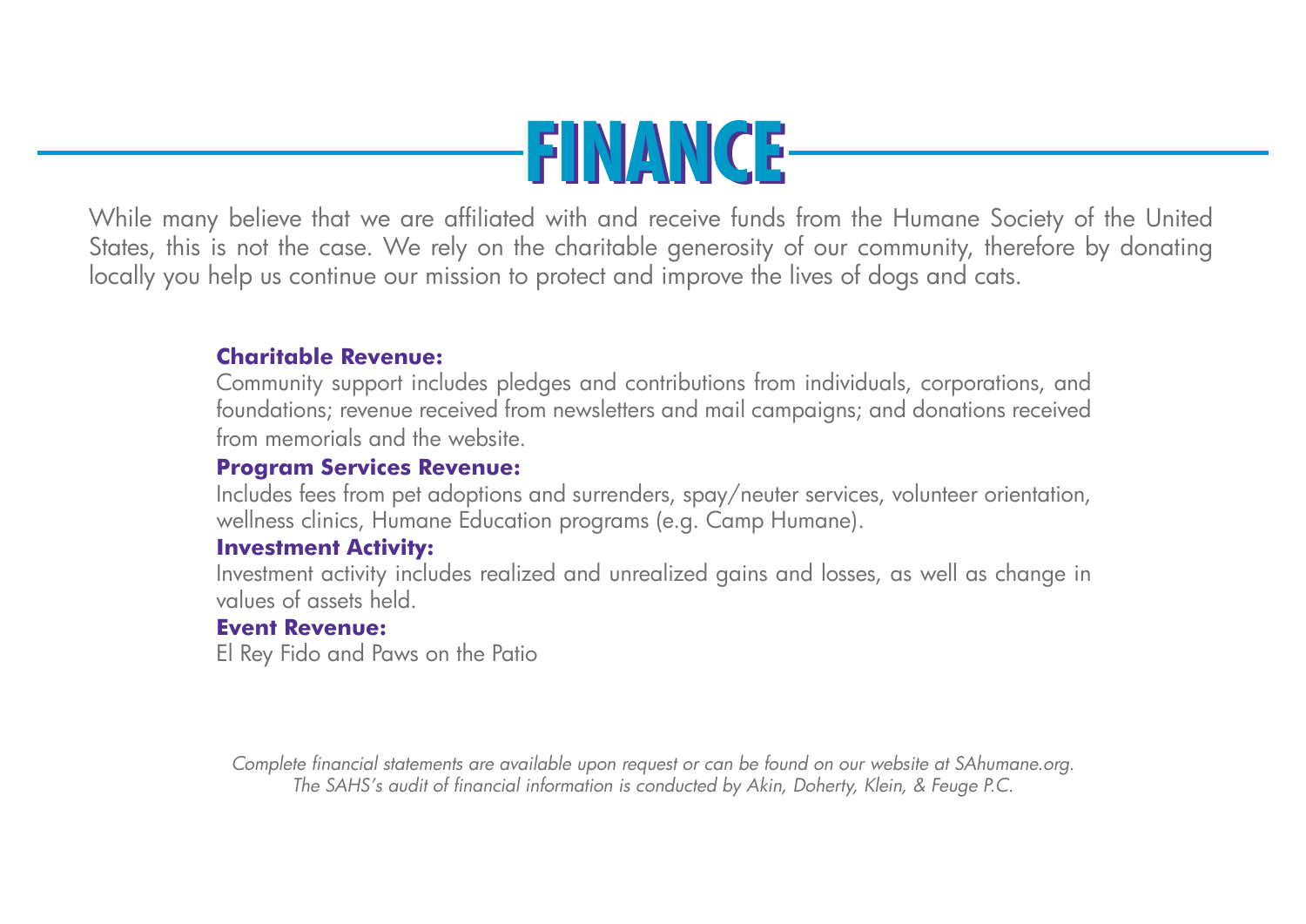# FINANCE

While many believe that we are affiliated with and receive funds from the Humane Society of the United States, this is not the case. We rely on the charitable generosity of our community, therefore by donating locally you help us continue our mission to protect and improve the lives of dogs and cats.

**Charitable Revenue:**
Community support includes pledges and contributions from individuals, corporations, and foundations; revenue received from newsletters and mail campaigns; and donations received from memorials and the website.

**Program Services Revenue:**
Includes fees from pet adoptions and surrenders, spay/neuter services, volunteer orientation, wellness clinics, Humane Education programs (e.g. Camp Humane).

**Investment Activity:**
Investment activity includes realized and unrealized gains and losses, as well as change in values of assets held.

**Event Revenue:**
El Rey Fido and Paws on the Patio

*Complete financial statements are available upon request or can be found on our website at SAhumane.org.*
*The SAHS's audit of financial information is conducted by Akin, Doherty, Klein, & Feuge P.C.*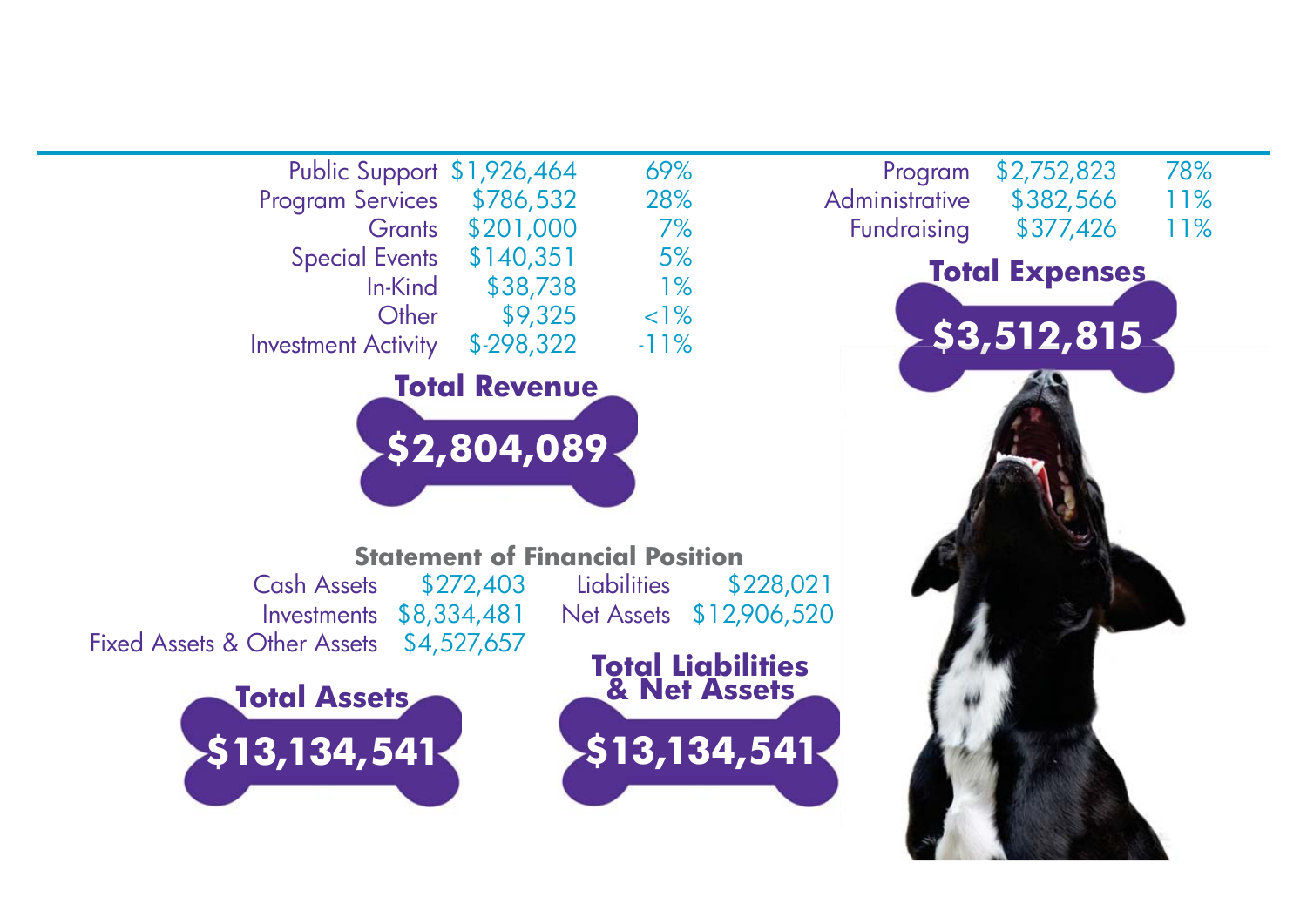| Revenue | Amount | Percent |
|---|---|---|
| Public Support | $1,926,464 | 69% |
| Program Services | $786,532 | 28% |
| Grants | $201,000 | 7% |
| Special Events | $140,351 | 5% |
| In-Kind | $38,738 | 1% |
| Other | $9,325 | <1% |
| Investment Activity | $-298,322 | -11% |

**Total Revenue**

**$2,804,089**

| Expenses | Amount | Percent |
|---|---|---|
| Program | $2,752,823 | 78% |
| Administrative | $382,566 | 11% |
| Fundraising | $377,426 | 11% |

**Total Expenses**

**$3,512,815**

## Statement of Financial Position

| Assets | Amount |
|---|---|
| Cash Assets | $272,403 |
| Investments | $8,334,481 |
| Fixed Assets & Other Assets | $4,527,657 |

| Liabilities & Net Assets | Amount |
|---|---|
| Liabilities | $228,021 |
| Net Assets | $12,906,520 |

**Total Assets**

**$13,134,541**

**Total Liabilities & Net Assets**

**$13,134,541**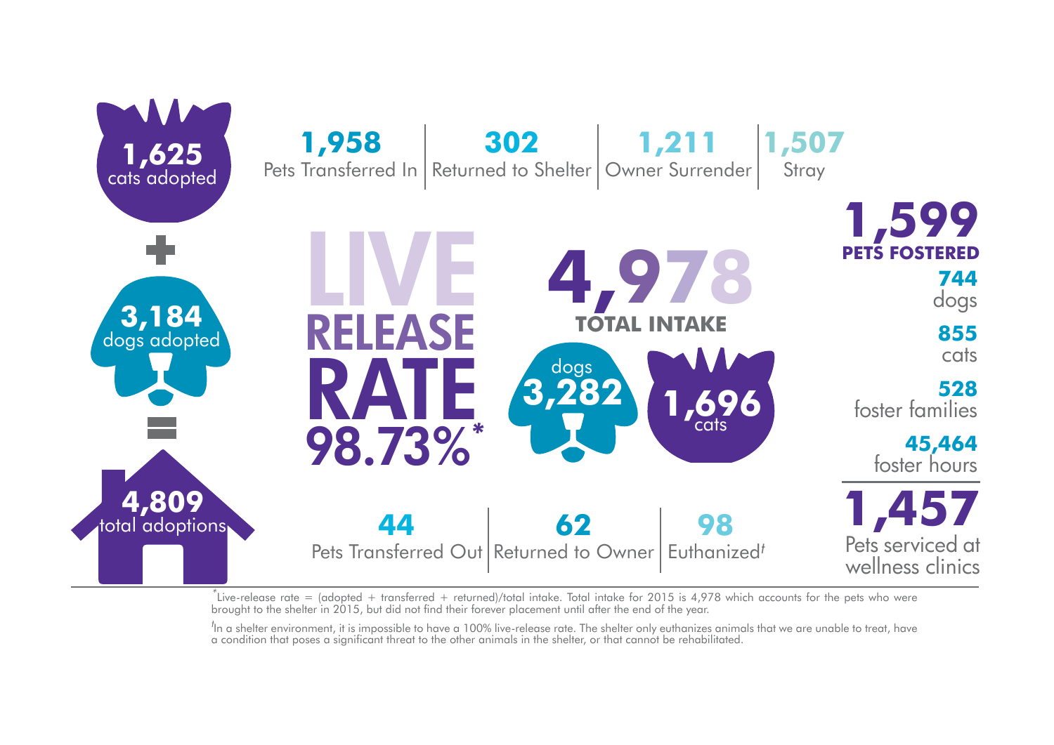**1,625** cats adopted

+

**3,184** dogs adopted

=

**4,809** total adoptions

**1,958** Pets Transferred In | **302** Returned to Shelter | **1,211** Owner Surrender | **1,507** Stray

# LIVE RELEASE RATE 98.73%*

# 4,978 TOTAL INTAKE

dogs **3,282**

**1,696** cats

**44** Pets Transferred Out | **62** Returned to Owner | **98** Euthanized[†]

**1,599 PETS FOSTERED**

**744** dogs

**855** cats

**528** foster families

**45,464** foster hours

**1,457** Pets serviced at wellness clinics

*Live-release rate = (adopted + transferred + returned)/total intake. Total intake for 2015 is 4,978 which accounts for the pets who were brought to the shelter in 2015, but did not find their forever placement until after the end of the year.

[†]In a shelter environment, it is impossible to have a 100% live-release rate. The shelter only euthanizes animals that we are unable to treat, have a condition that poses a significant threat to the other animals in the shelter, or that cannot be rehabilitated.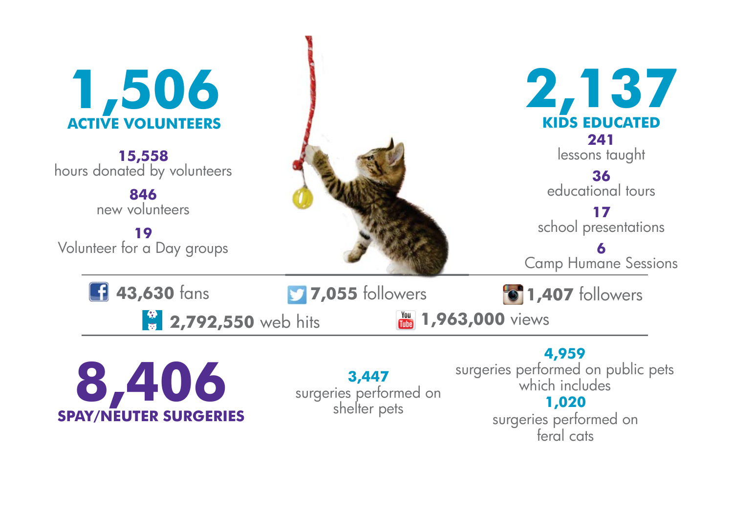## 1,506
**ACTIVE VOLUNTEERS**

**15,558**
hours donated by volunteers

**846**
new volunteers

**19**
Volunteer for a Day groups

## 2,137
**KIDS EDUCATED**

**241**
lessons taught

**36**
educational tours

**17**
school presentations

**6**
Camp Humane Sessions

---

**43,630** fans

**7,055** followers

**1,407** followers

**2,792,550** web hits

**1,963,000** views

---

## 8,406
**SPAY/NEUTER SURGERIES**

**3,447**
surgeries performed on shelter pets

**4,959**
surgeries performed on public pets which includes

**1,020**
surgeries performed on feral cats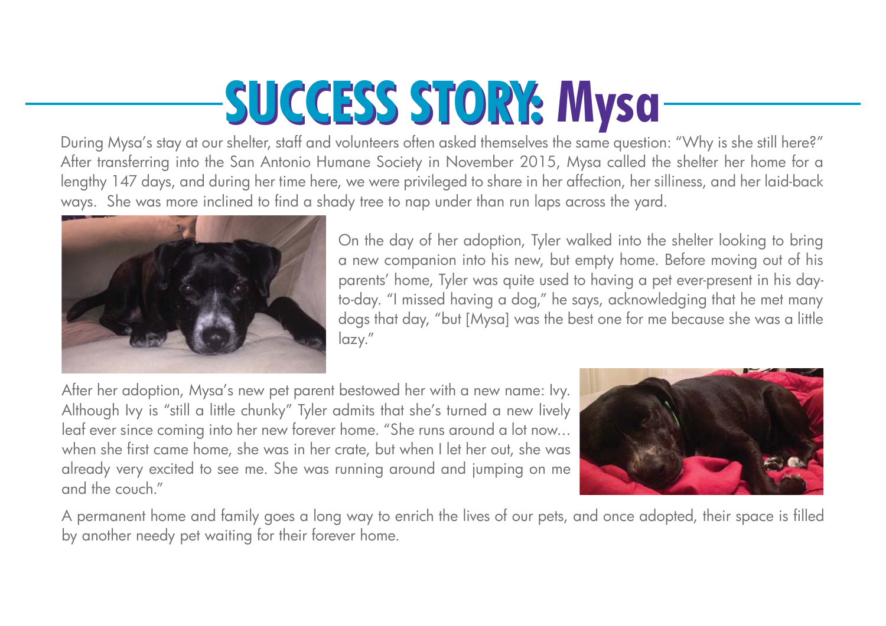# SUCCESS STORY: Mysa

During Mysa's stay at our shelter, staff and volunteers often asked themselves the same question: "Why is she still here?" After transferring into the San Antonio Humane Society in November 2015, Mysa called the shelter her home for a lengthy 147 days, and during her time here, we were privileged to share in her affection, her silliness, and her laid-back ways. She was more inclined to find a shady tree to nap under than run laps across the yard.

On the day of her adoption, Tyler walked into the shelter looking to bring a new companion into his new, but empty home. Before moving out of his parents' home, Tyler was quite used to having a pet ever-present in his day-to-day. "I missed having a dog," he says, acknowledging that he met many dogs that day, "but [Mysa] was the best one for me because she was a little lazy."

After her adoption, Mysa's new pet parent bestowed her with a new name: Ivy. Although Ivy is "still a little chunky" Tyler admits that she's turned a new lively leaf ever since coming into her new forever home. "She runs around a lot now… when she first came home, she was in her crate, but when I let her out, she was already very excited to see me. She was running around and jumping on me and the couch."

A permanent home and family goes a long way to enrich the lives of our pets, and once adopted, their space is filled by another needy pet waiting for their forever home.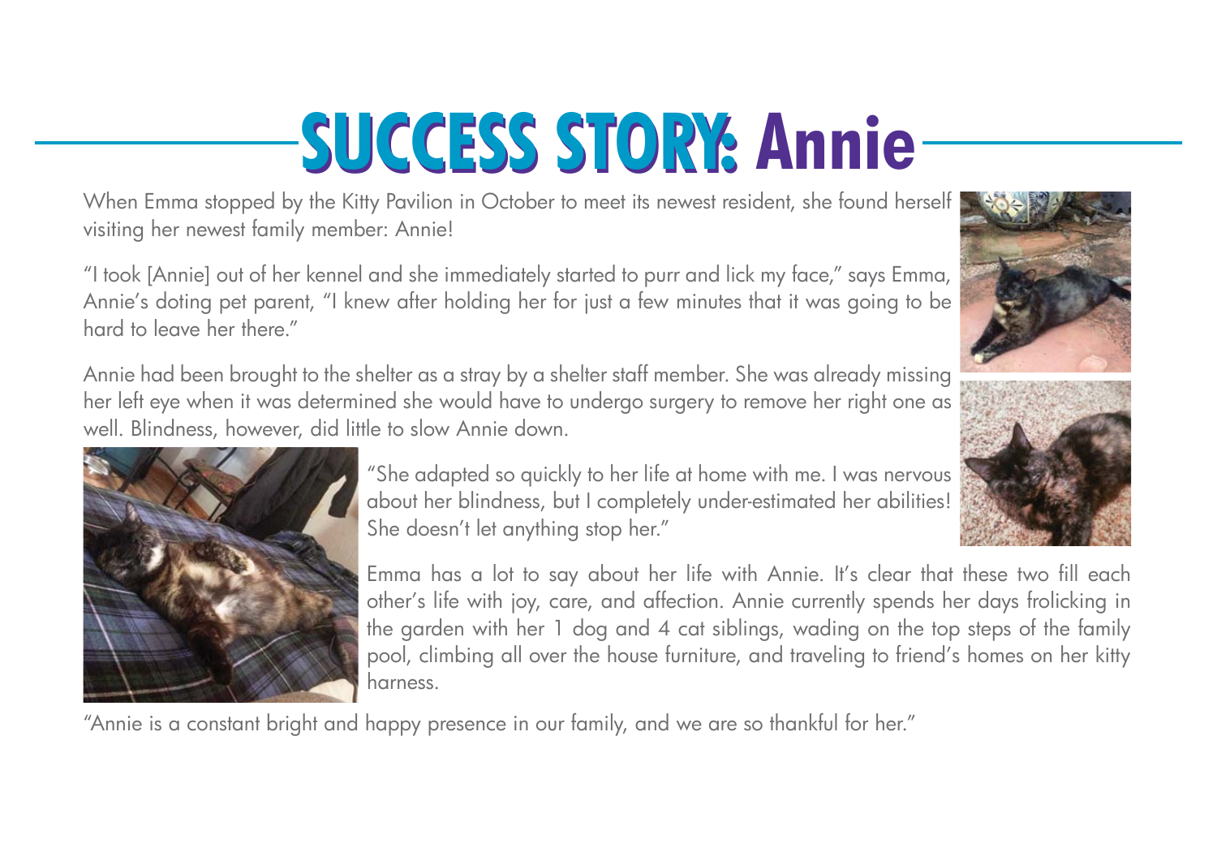# SUCCESS STORY: Annie

When Emma stopped by the Kitty Pavilion in October to meet its newest resident, she found herself visiting her newest family member: Annie!

"I took [Annie] out of her kennel and she immediately started to purr and lick my face," says Emma, Annie's doting pet parent, "I knew after holding her for just a few minutes that it was going to be hard to leave her there."

Annie had been brought to the shelter as a stray by a shelter staff member. She was already missing her left eye when it was determined she would have to undergo surgery to remove her right one as well. Blindness, however, did little to slow Annie down.

"She adapted so quickly to her life at home with me. I was nervous about her blindness, but I completely under-estimated her abilities! She doesn't let anything stop her."

Emma has a lot to say about her life with Annie. It's clear that these two fill each other's life with joy, care, and affection. Annie currently spends her days frolicking in the garden with her 1 dog and 4 cat siblings, wading on the top steps of the family pool, climbing all over the house furniture, and traveling to friend's homes on her kitty harness.

"Annie is a constant bright and happy presence in our family, and we are so thankful for her."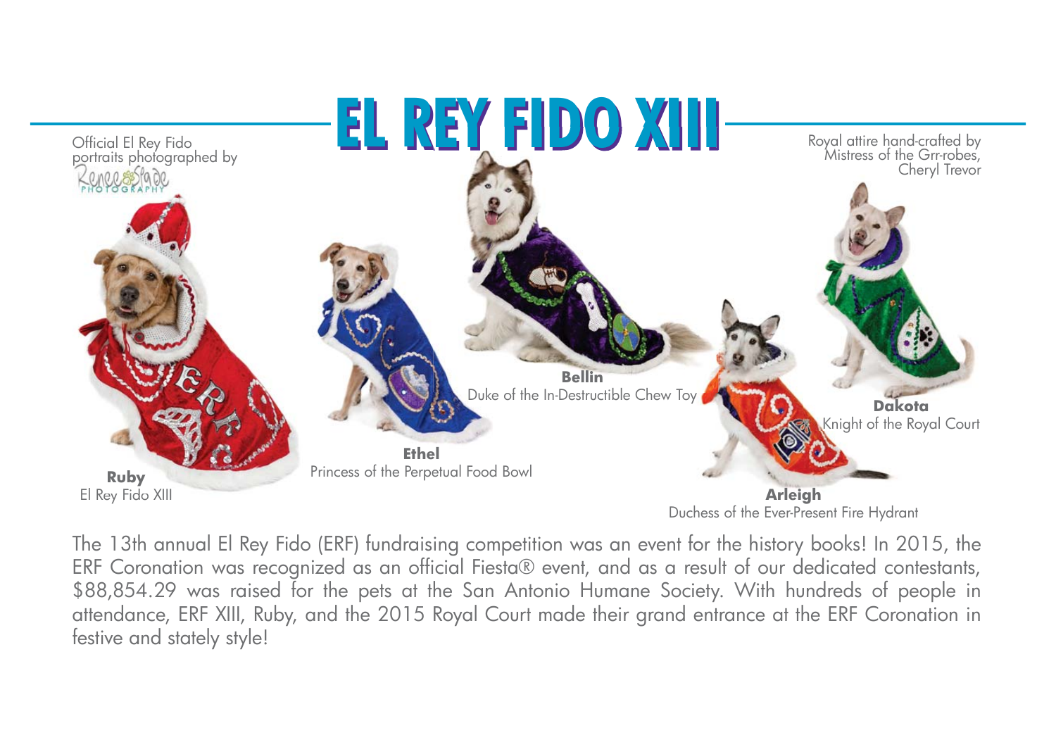# EL REY FIDO XIII

Official El Rey Fido portraits photographed by Renee Slade Photography

Royal attire hand-crafted by Mistress of the Grr-robes, Cheryl Trevor

**Ruby**
El Rey Fido XIII

**Ethel**
Princess of the Perpetual Food Bowl

**Bellin**
Duke of the In-Destructible Chew Toy

**Arleigh**
Duchess of the Ever-Present Fire Hydrant

**Dakota**
Knight of the Royal Court

The 13th annual El Rey Fido (ERF) fundraising competition was an event for the history books! In 2015, the ERF Coronation was recognized as an official Fiesta® event, and as a result of our dedicated contestants, $88,854.29 was raised for the pets at the San Antonio Humane Society. With hundreds of people in attendance, ERF XIII, Ruby, and the 2015 Royal Court made their grand entrance at the ERF Coronation in festive and stately style!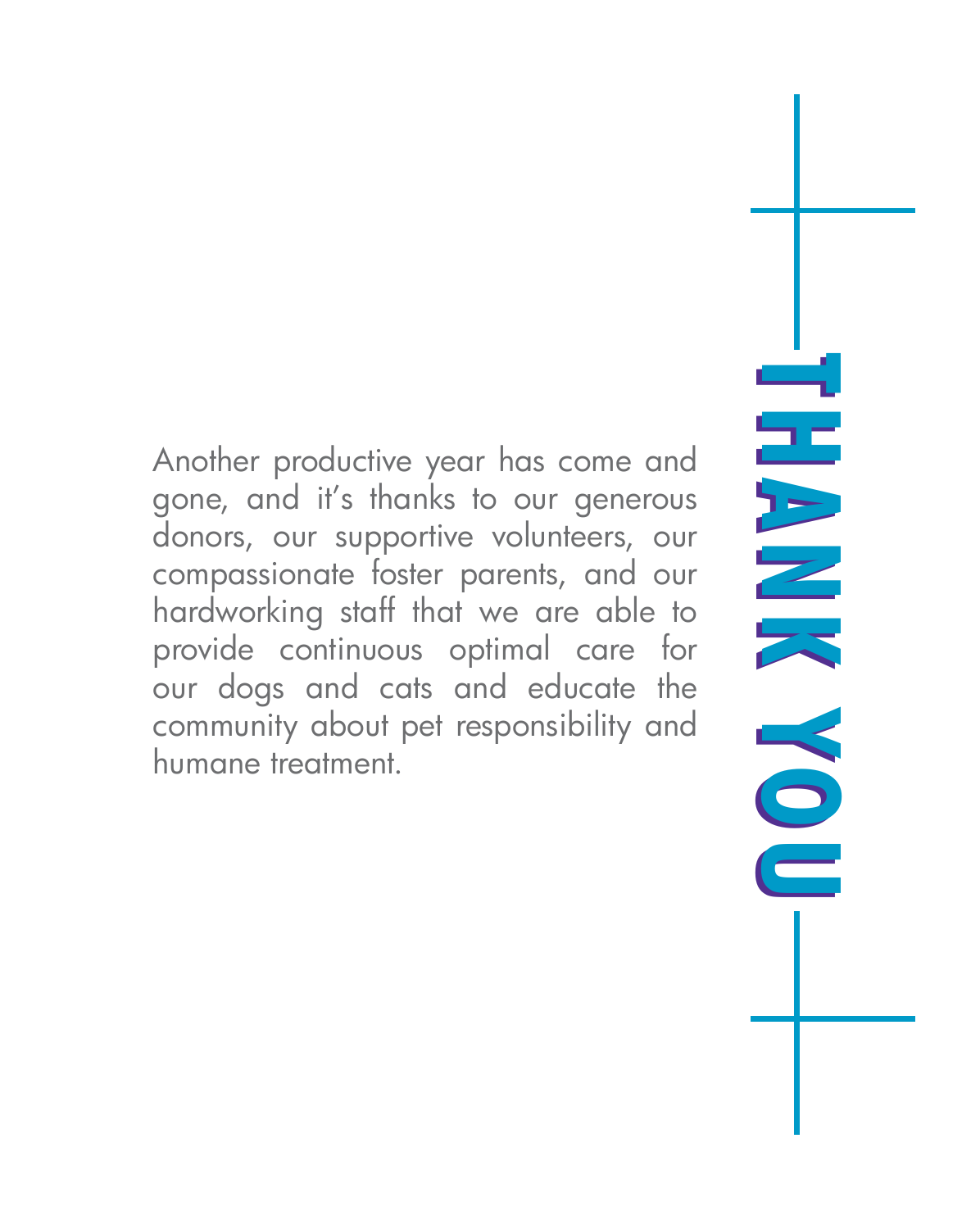# THANK YOU

Another productive year has come and gone, and it's thanks to our generous donors, our supportive volunteers, our compassionate foster parents, and our hardworking staff that we are able to provide continuous optimal care for our dogs and cats and educate the community about pet responsibility and humane treatment.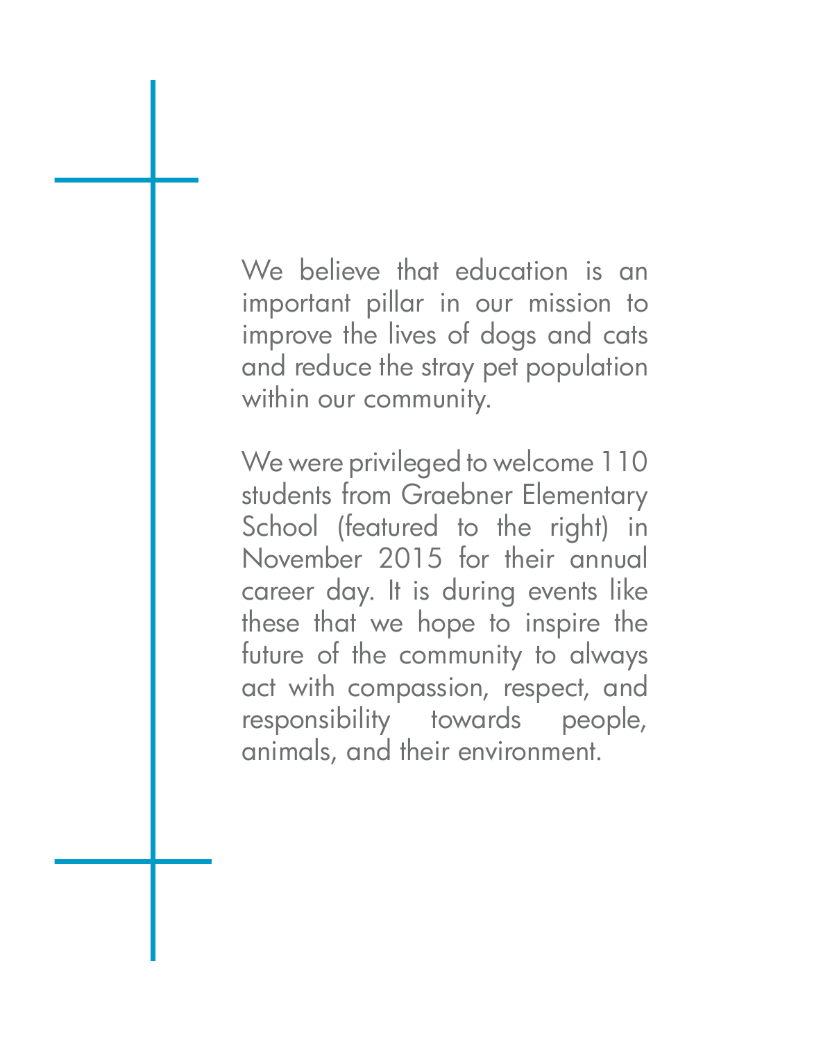We believe that education is an important pillar in our mission to improve the lives of dogs and cats and reduce the stray pet population within our community.

We were privileged to welcome 110 students from Graebner Elementary School (featured to the right) in November 2015 for their annual career day. It is during events like these that we hope to inspire the future of the community to always act with compassion, respect, and responsibility towards people, animals, and their environment.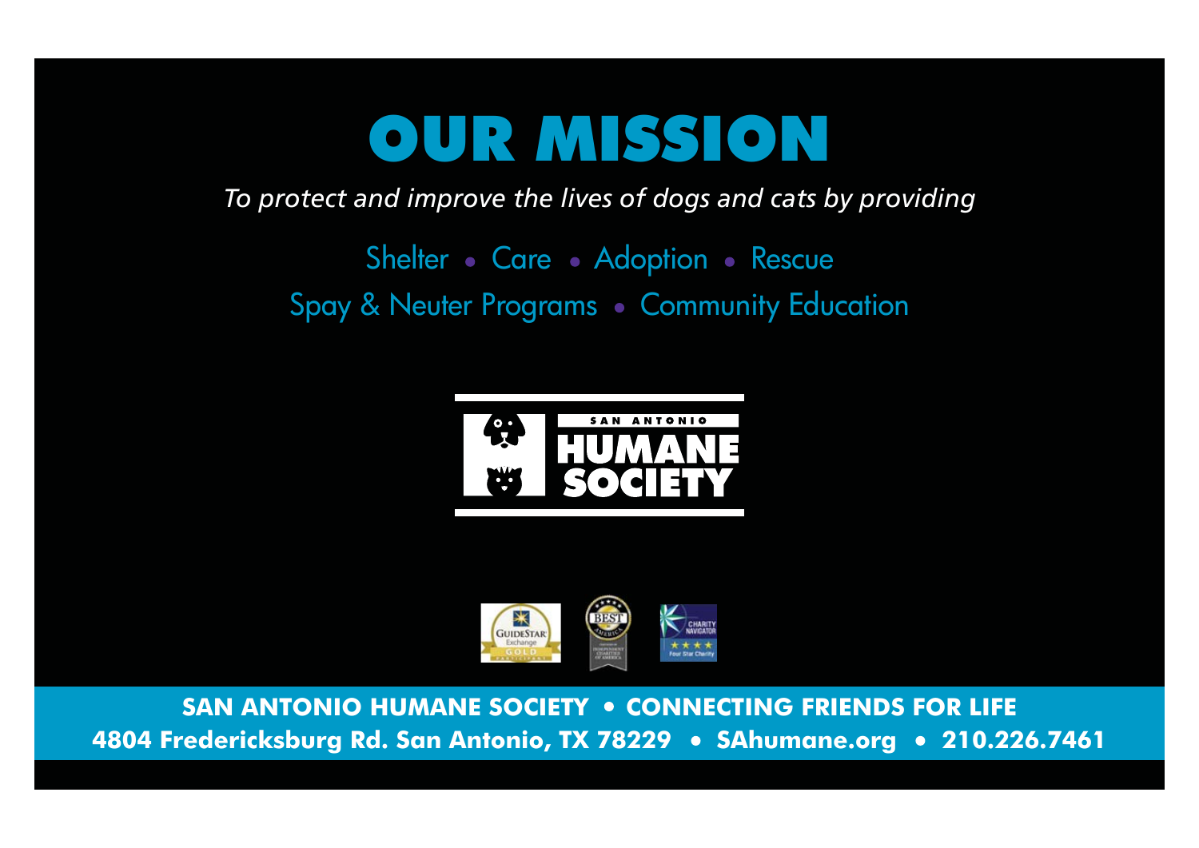# OUR MISSION

*To protect and improve the lives of dogs and cats by providing*

Shelter • Care • Adoption • Rescue

Spay & Neuter Programs • Community Education

SAN ANTONIO HUMANE SOCIETY

**SAN ANTONIO HUMANE SOCIETY • CONNECTING FRIENDS FOR LIFE**

**4804 Fredericksburg Rd. San Antonio, TX 78229 • SAhumane.org • 210.226.7461**